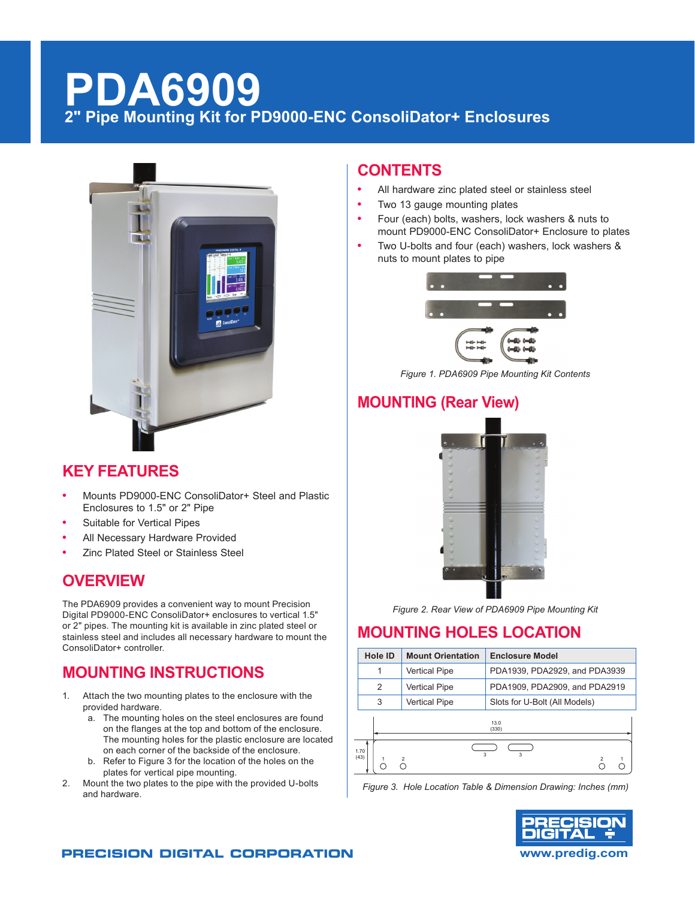# PDA6909

## 2" Pipe Mounting Kit for PD9000-ENC ConsoliDator+ Enclosures

## KEY FEATURES

- Mounts PD9000-ENC ConsoliDator+ Steel and Plastic Enclosures to 1.5" or 2" Pipe
- Suitable for Vertical Pipes
- All Necessary Hardware Provided
- Zinc Plated Steel or Stainless Steel

## OVERVIEW

The PDA6909 provides a convenient way to mount Precision Digital PD9000-ENC ConsoliDator+ enclosures to vertical 1.5" or 2" pipes. The mounting kit is available in zinc plated steel or stainless steel and includes all necessary hardware to mount the ConsoliDator+ controller.

## MOUNTING INSTRUCTIONS

1. Attach the two mounting plates to the enclosure with the provided hardware.
   a. The mounting holes on the steel enclosures are found on the flanges at the top and bottom of the enclosure. The mounting holes for the plastic enclosure are located on each corner of the backside of the enclosure.
   b. Refer to Figure 3 for the location of the holes on the plates for vertical pipe mounting.
2. Mount the two plates to the pipe with the provided U-bolts and hardware.

## CONTENTS

- All hardware zinc plated steel or stainless steel
- Two 13 gauge mounting plates
- Four (each) bolts, washers, lock washers & nuts to mount PD9000-ENC ConsoliDator+ Enclosure to plates
- Two U-bolts and four (each) washers, lock washers & nuts to mount plates to pipe

*Figure 1. PDA6909 Pipe Mounting Kit Contents*

## MOUNTING (Rear View)

*Figure 2. Rear View of PDA6909 Pipe Mounting Kit*

## MOUNTING HOLES LOCATION

| Hole ID | Mount Orientation | Enclosure Model |
|---|---|---|
| 1 | Vertical Pipe | PDA1939, PDA2929, and PDA3939 |
| 2 | Vertical Pipe | PDA1909, PDA2909, and PDA2919 |
| 3 | Vertical Pipe | Slots for U-Bolt (All Models) |

13.0 (330)

1.70 (43)

*Figure 3. Hole Location Table & Dimension Drawing: Inches (mm)*

PRECISION DIGITAL CORPORATION

www.predig.com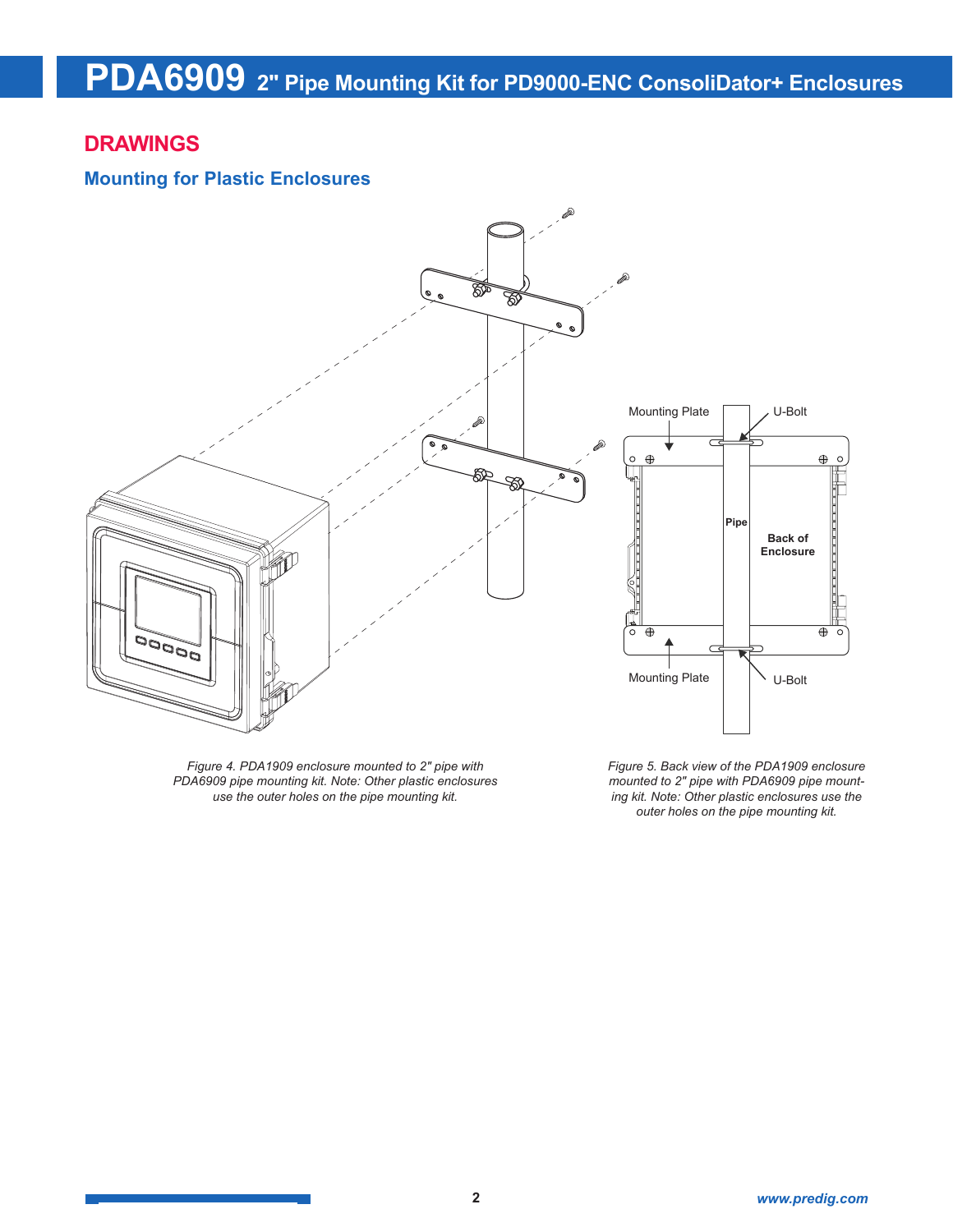## DRAWINGS

### Mounting for Plastic Enclosures

*Figure 4. PDA1909 enclosure mounted to 2" pipe with PDA6909 pipe mounting kit. Note: Other plastic enclosures use the outer holes on the pipe mounting kit.*

*Figure 5. Back view of the PDA1909 enclosure mounted to 2" pipe with PDA6909 pipe mounting kit. Note: Other plastic enclosures use the outer holes on the pipe mounting kit.*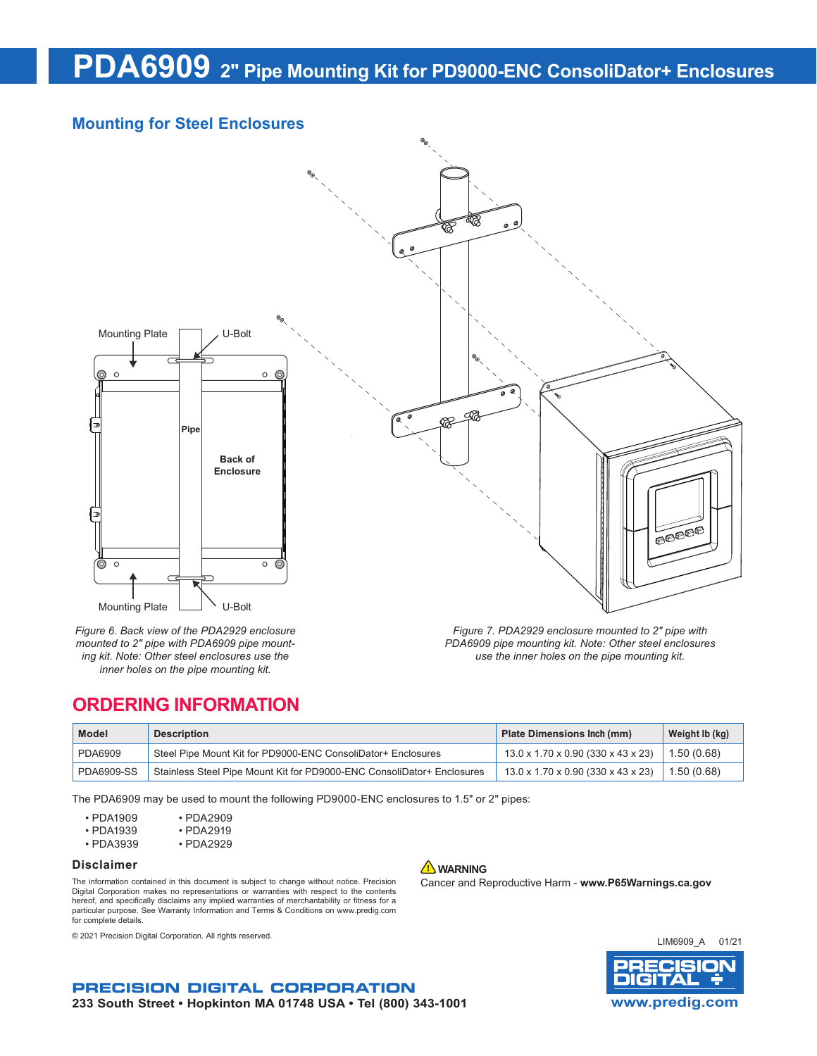# PDA6909 2" Pipe Mounting Kit for PD9000-ENC ConsoliDator+ Enclosures

## Mounting for Steel Enclosures

Mounting Plate

U-Bolt

Pipe

Back of Enclosure

Mounting Plate

U-Bolt

*Figure 6. Back view of the PDA2929 enclosure mounted to 2" pipe with PDA6909 pipe mounting kit. Note: Other steel enclosures use the inner holes on the pipe mounting kit.*

*Figure 7. PDA2929 enclosure mounted to 2" pipe with PDA6909 pipe mounting kit. Note: Other steel enclosures use the inner holes on the pipe mounting kit.*

## ORDERING INFORMATION

| Model | Description | Plate Dimensions Inch (mm) | Weight lb (kg) |
|---|---|---|---|
| PDA6909 | Steel Pipe Mount Kit for PD9000-ENC ConsoliDator+ Enclosures | 13.0 x 1.70 x 0.90 (330 x 43 x 23) | 1.50 (0.68) |
| PDA6909-SS | Stainless Steel Pipe Mount Kit for PD9000-ENC ConsoliDator+ Enclosures | 13.0 x 1.70 x 0.90 (330 x 43 x 23) | 1.50 (0.68) |

The PDA6909 may be used to mount the following PD9000-ENC enclosures to 1.5" or 2" pipes:

- PDA1909
- PDA1939
- PDA3939
- PDA2909
- PDA2919
- PDA2929

### Disclaimer

The information contained in this document is subject to change without notice. Precision Digital Corporation makes no representations or warranties with respect to the contents hereof, and specifically disclaims any implied warranties of merchantability or fitness for a particular purpose. See Warranty Information and Terms & Conditions on www.predig.com for complete details.

© 2021 Precision Digital Corporation. All rights reserved.

⚠ **WARNING**

Cancer and Reproductive Harm - **www.P65Warnings.ca.gov**

LIM6909_A 01/21

**PRECISION DIGITAL CORPORATION**

**233 South Street • Hopkinton MA 01748 USA • Tel (800) 343-1001**

**www.predig.com**